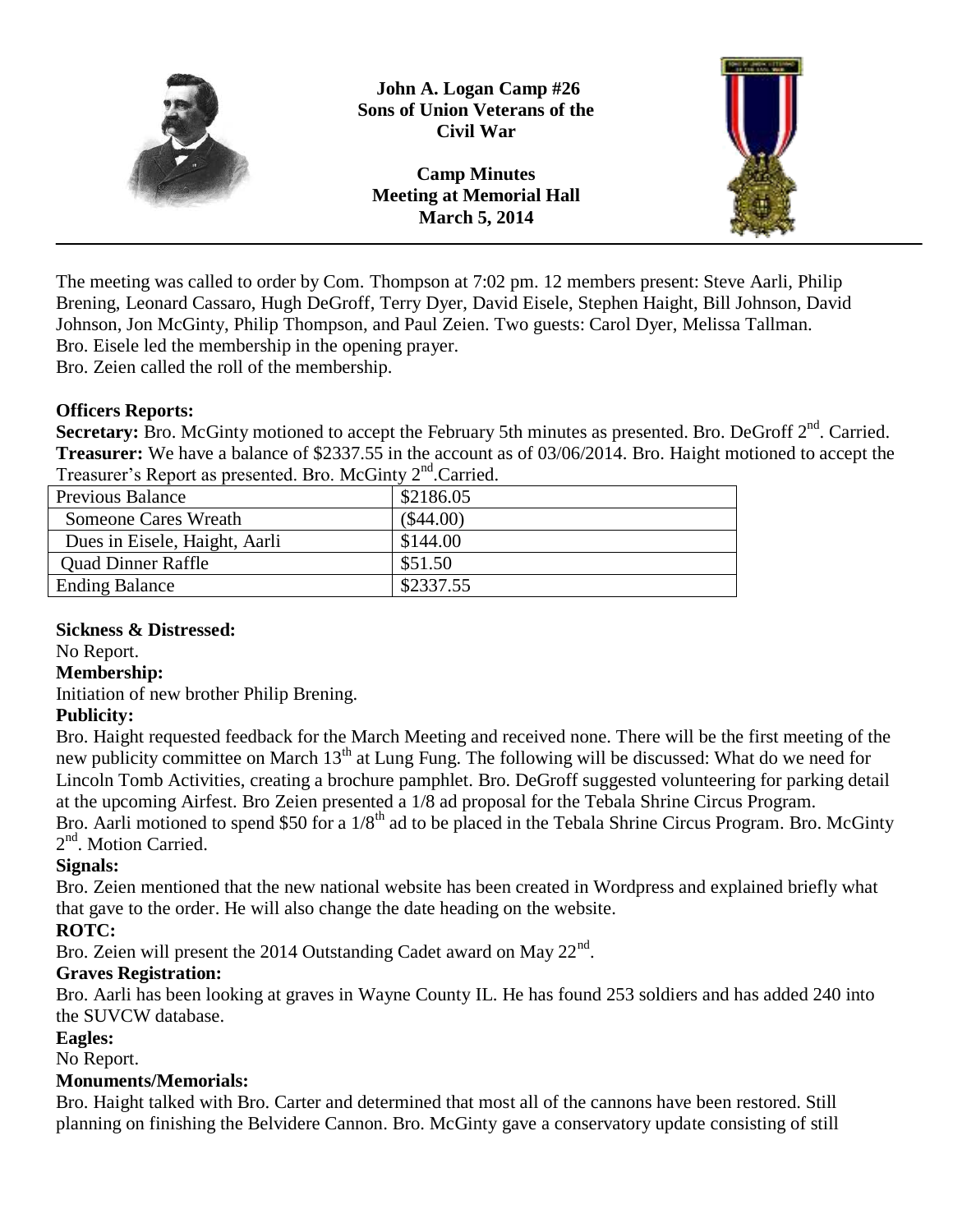**John A. Logan Camp #26**
**Sons of Union Veterans of the Civil War**

**Camp Minutes**
**Meeting at Memorial Hall**
**March 5, 2014**

---

The meeting was called to order by Com. Thompson at 7:02 pm. 12 members present: Steve Aarli, Philip Brening, Leonard Cassaro, Hugh DeGroff, Terry Dyer, David Eisele, Stephen Haight, Bill Johnson, David Johnson, Jon McGinty, Philip Thompson, and Paul Zeien. Two guests: Carol Dyer, Melissa Tallman.
Bro. Eisele led the membership in the opening prayer.
Bro. Zeien called the roll of the membership.

**Officers Reports:**
**Secretary:** Bro. McGinty motioned to accept the February 5th minutes as presented. Bro. DeGroff 2nd. Carried.
**Treasurer:** We have a balance of $2337.55 in the account as of 03/06/2014. Bro. Haight motioned to accept the Treasurer's Report as presented. Bro. McGinty 2nd.Carried.

| Previous Balance | $2186.05 |
|---|---|
| Someone Cares Wreath | ($44.00) |
| Dues in Eisele, Haight, Aarli | $144.00 |
| Quad Dinner Raffle | $51.50 |
| Ending Balance | $2337.55 |

**Sickness & Distressed:**
No Report.
**Membership:**
Initiation of new brother Philip Brening.
**Publicity:**
Bro. Haight requested feedback for the March Meeting and received none. There will be the first meeting of the new publicity committee on March 13th at Lung Fung. The following will be discussed: What do we need for Lincoln Tomb Activities, creating a brochure pamphlet. Bro. DeGroff suggested volunteering for parking detail at the upcoming Airfest. Bro Zeien presented a 1/8 ad proposal for the Tebala Shrine Circus Program.
Bro. Aarli motioned to spend $50 for a 1/8th ad to be placed in the Tebala Shrine Circus Program. Bro. McGinty 2nd. Motion Carried.
**Signals:**
Bro. Zeien mentioned that the new national website has been created in Wordpress and explained briefly what that gave to the order. He will also change the date heading on the website.
**ROTC:**
Bro. Zeien will present the 2014 Outstanding Cadet award on May 22nd.
**Graves Registration:**
Bro. Aarli has been looking at graves in Wayne County IL. He has found 253 soldiers and has added 240 into the SUVCW database.
**Eagles:**
No Report.
**Monuments/Memorials:**
Bro. Haight talked with Bro. Carter and determined that most all of the cannons have been restored. Still planning on finishing the Belvidere Cannon. Bro. McGinty gave a conservatory update consisting of still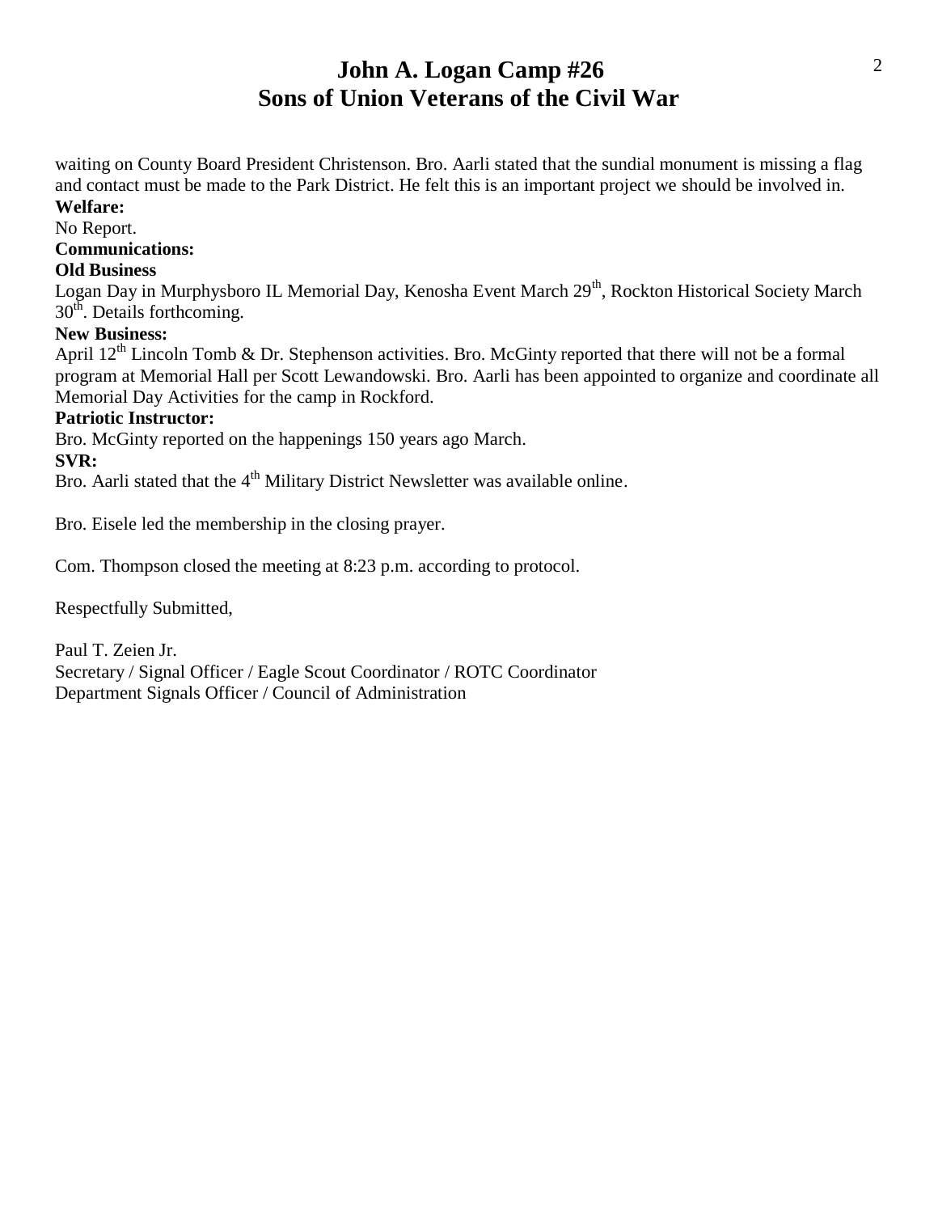waiting on County Board President Christenson. Bro. Aarli stated that the sundial monument is missing a flag and contact must be made to the Park District. He felt this is an important project we should be involved in.

**Welfare:**

No Report.

**Communications:**

**Old Business**

Logan Day in Murphysboro IL Memorial Day, Kenosha Event March 29th, Rockton Historical Society March 30th. Details forthcoming.

**New Business:**

April 12th Lincoln Tomb & Dr. Stephenson activities. Bro. McGinty reported that there will not be a formal program at Memorial Hall per Scott Lewandowski. Bro. Aarli has been appointed to organize and coordinate all Memorial Day Activities for the camp in Rockford.

**Patriotic Instructor:**

Bro. McGinty reported on the happenings 150 years ago March.

**SVR:**

Bro. Aarli stated that the 4th Military District Newsletter was available online.

Bro. Eisele led the membership in the closing prayer.

Com. Thompson closed the meeting at 8:23 p.m. according to protocol.

Respectfully Submitted,

Paul T. Zeien Jr.
Secretary / Signal Officer / Eagle Scout Coordinator / ROTC Coordinator
Department Signals Officer / Council of Administration